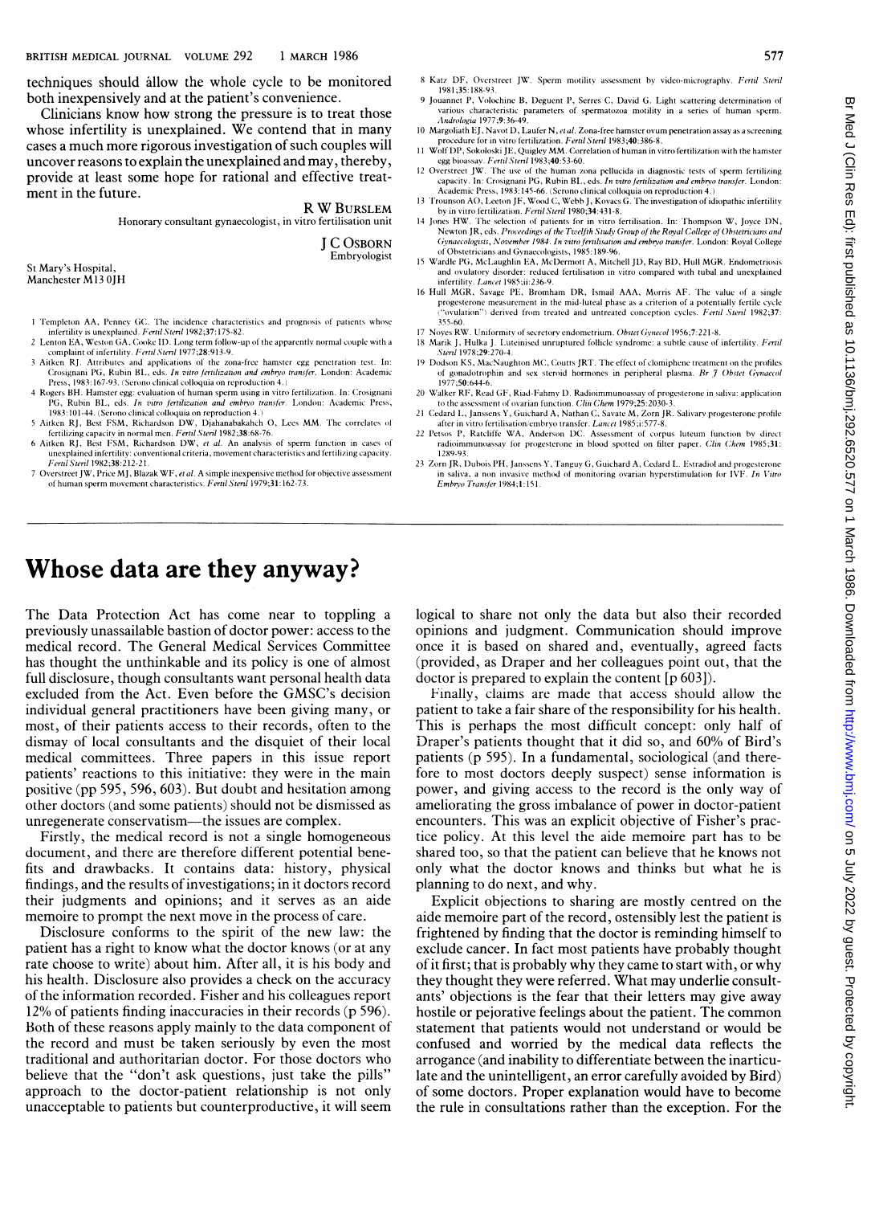techniques should allow the whole cycle to be monitored both inexpensively and at the patient's convenience.

Clinicians know how strong the pressure is to treat those whose infertility is unexplained. We contend that in many cases a much more rigorous investigation of such couples will uncover reasons to explain the unexplained and may, thereby, provide at least some hope for rational and effective treatment in the future.

R W BURSLEM
Honorary consultant gynaecologist, in vitro fertilisation unit

J C OSBORN
Embryologist

St Mary's Hospital,
Manchester M13 0JH

1 Templeton AA, Penney GC. The incidence characteristics and prognosis of patients whose infertility is unexplained. *Fertil Steril* 1982;37:175-82.
2 Lenton EA, Weston GA, Cooke ID. Long term follow-up of the apparently normal couple with a complaint of infertility. *Fertil Steril* 1977;28:913-9.
3 Aitken RJ. Attributes and applications of the zona-free hamster egg penetration test. In: Crosignani PG, Rubin BL, eds. *In vitro fertilization and embryo transfer*. London: Academic Press, 1983:167-93. (Serono clinical colloquia on reproduction 4.)
4 Rogers BH. Hamster egg: evaluation of human sperm using in vitro fertilization. In: Crosignani PG, Rubin BL, eds. *In vitro fertilization and embryo transfer*. London: Academic Press, 1983:101-44. (Serono clinical colloquia on reproduction 4.)
5 Aitken RJ, Best FSM, Richardson DW, Djahanabakahch O, Lees MM. The correlates of fertilizing capacity in normal men. *Fertil Steril* 1982;38:68-76.
6 Aitken RJ, Best FSM, Richardson DW, *et al*. An analysis of sperm function in cases of unexplained infertility: conventional criteria, movement characteristics and fertilizing capacity. *Fertil Steril* 1982;38:212-21.
7 Overstreet JW, Price MJ, Blazak WF, *et al*. A simple inexpensive method for objective assessment of human sperm movement characteristics. *Fertil Steril* 1979;31:162-73.
8 Katz DF, Overstreet JW. Sperm motility assessment by video-micrography. *Fertil Steril* 1981;35:188-93.
9 Jouannet P, Volochine B, Deguent P, Serres C, David G. Light scattering determination of various characteristic parameters of spermatozoa motility in a series of human sperm. *Andrologia* 1977;9:36-49.
10 Margoliath EJ, Navot D, Laufer N, *et al*. Zona-free hamster ovum penetration assay as a screening procedure for in vitro fertilization. *Fertil Steril* 1983;40:386-8.
11 Wolf DP, Sokoloski JE, Quigley MM. Correlation of human in vitro fertilization with the hamster egg bioassay. *Fertil Steril* 1983;40:53-60.
12 Overstreet JW. The use of the human zona pellucida in diagnostic tests of sperm fertilizing capacity. In: Crosignani PG, Rubin BL, eds. *In vitro fertilization and embryo transfer*. London: Academic Press, 1983:145-66. (Serono clinical colloquia on reproduction 4.)
13 Trounson AO, Leeton JF, Wood C, Webb J, Kovacs G. The investigation of idiopathic infertility by in vitro fertilization. *Fertil Steril* 1980;34:431-8.
14 Jones HW. The selection of patients for in vitro fertilisation. In: Thompson W, Joyce DN, Newton JR, eds. *Proceedings of the Twelfth Study Group of the Royal College of Obstetricians and Gynaecologists, November 1984. In vitro fertilisation and embryo transfer*. London: Royal College of Obstetricians and Gynaecologists, 1985:189-96.
15 Wardle PG, McLaughlin EA, McDermott A, Mitchell JD, Ray BD, Hull MGR. Endometriosis and ovulatory disorder: reduced fertilisation in vitro compared with tubal and unexplained infertility. *Lancet* 1985;ii:236-9.
16 Hull MGR, Savage PE, Bromham DR, Ismail AAA, Morris AF. The value of a single progesterone measurement in the mid-luteal phase as a criterion of a potentially fertile cycle ("ovulation") derived from treated and untreated conception cycles. *Fertil Steril* 1982;37:355-60.
17 Noyes RW. Uniformity of secretory endometrium. *Obstet Gynecol* 1956;7:221-8.
18 Marik J, Hulka J. Luteinised unruptured follicle syndrome: a subtle cause of infertility. *Fertil Steril* 1978;29:270-4.
19 Dodson KS, MacNaughton MC, Coutts JRT. The effect of clomiphene treatment on the profiles of gonadotrophin and sex steroid hormones in peripheral plasma. *Br J Obstet Gynaecol* 1977;50:644-6.
20 Walker RF, Read GF, Riad-Fahmy D. Radioimmunoassay of progesterone in saliva: application to the assessment of ovarian function. *Clin Chem* 1979;25:2030-3.
21 Cedard L, Janssens Y, Guichard A, Nathan C, Savate M, Zorn JR. Salivary progesterone profile after in vitro fertilisation/embryo transfer. *Lancet* 1985;ii:577-8.
22 Petsos P, Ratcliffe WA, Anderson DC. Assessment of corpus luteum function by direct radioimmunoassay for progesterone in blood spotted on filter paper. *Clin Chem* 1985;31:1289-93.
23 Zorn JR, Dubois PH, Janssens Y, Tanguy G, Guichard A, Cedard L. Estradiol and progesterone in saliva, a non invasive method of monitoring ovarian hyperstimulation for IVF. *In Vitro Embryo Transfer* 1984;1:151.

# Whose data are they anyway?

The Data Protection Act has come near to toppling a previously unassailable bastion of doctor power: access to the medical record. The General Medical Services Committee has thought the unthinkable and its policy is one of almost full disclosure, though consultants want personal health data excluded from the Act. Even before the GMSC's decision individual general practitioners have been giving many, or most, of their patients access to their records, often to the dismay of local consultants and the disquiet of their local medical committees. Three papers in this issue report patients' reactions to this initiative: they were in the main positive (pp 595, 596, 603). But doubt and hesitation among other doctors (and some patients) should not be dismissed as unregenerate conservatism—the issues are complex.

Firstly, the medical record is not a single homogeneous document, and there are therefore different potential benefits and drawbacks. It contains data: history, physical findings, and the results of investigations; in it doctors record their judgments and opinions; and it serves as an aide memoire to prompt the next move in the process of care.

Disclosure conforms to the spirit of the new law: the patient has a right to know what the doctor knows (or at any rate choose to write) about him. After all, it is his body and his health. Disclosure also provides a check on the accuracy of the information recorded. Fisher and his colleagues report 12% of patients finding inaccuracies in their records (p 596). Both of these reasons apply mainly to the data component of the record and must be taken seriously by even the most traditional and authoritarian doctor. For those doctors who believe that the "don't ask questions, just take the pills" approach to the doctor-patient relationship is not only unacceptable to patients but counterproductive, it will seem logical to share not only the data but also their recorded opinions and judgment. Communication should improve once it is based on shared and, eventually, agreed facts (provided, as Draper and her colleagues point out, that the doctor is prepared to explain the content [p 603]).

Finally, claims are made that access should allow the patient to take a fair share of the responsibility for his health. This is perhaps the most difficult concept: only half of Draper's patients thought that it did so, and 60% of Bird's patients (p 595). In a fundamental, sociological (and therefore to most doctors deeply suspect) sense information is power, and giving access to the record is the only way of ameliorating the gross imbalance of power in doctor-patient encounters. This was an explicit objective of Fisher's practice policy. At this level the aide memoire part has to be shared too, so that the patient can believe that he knows not only what the doctor knows and thinks but what he is planning to do next, and why.

Explicit objections to sharing are mostly centred on the aide memoire part of the record, ostensibly lest the patient is frightened by finding that the doctor is reminding himself to exclude cancer. In fact most patients have probably thought of it first; that is probably why they came to start with, or why they thought they were referred. What may underlie consultants' objections is the fear that their letters may give away hostile or pejorative feelings about the patient. The common statement that patients would not understand or would be confused and worried by the medical data reflects the arrogance (and inability to differentiate between the inarticulate and the unintelligent, an error carefully avoided by Bird) of some doctors. Proper explanation would have to become the rule in consultations rather than the exception. For the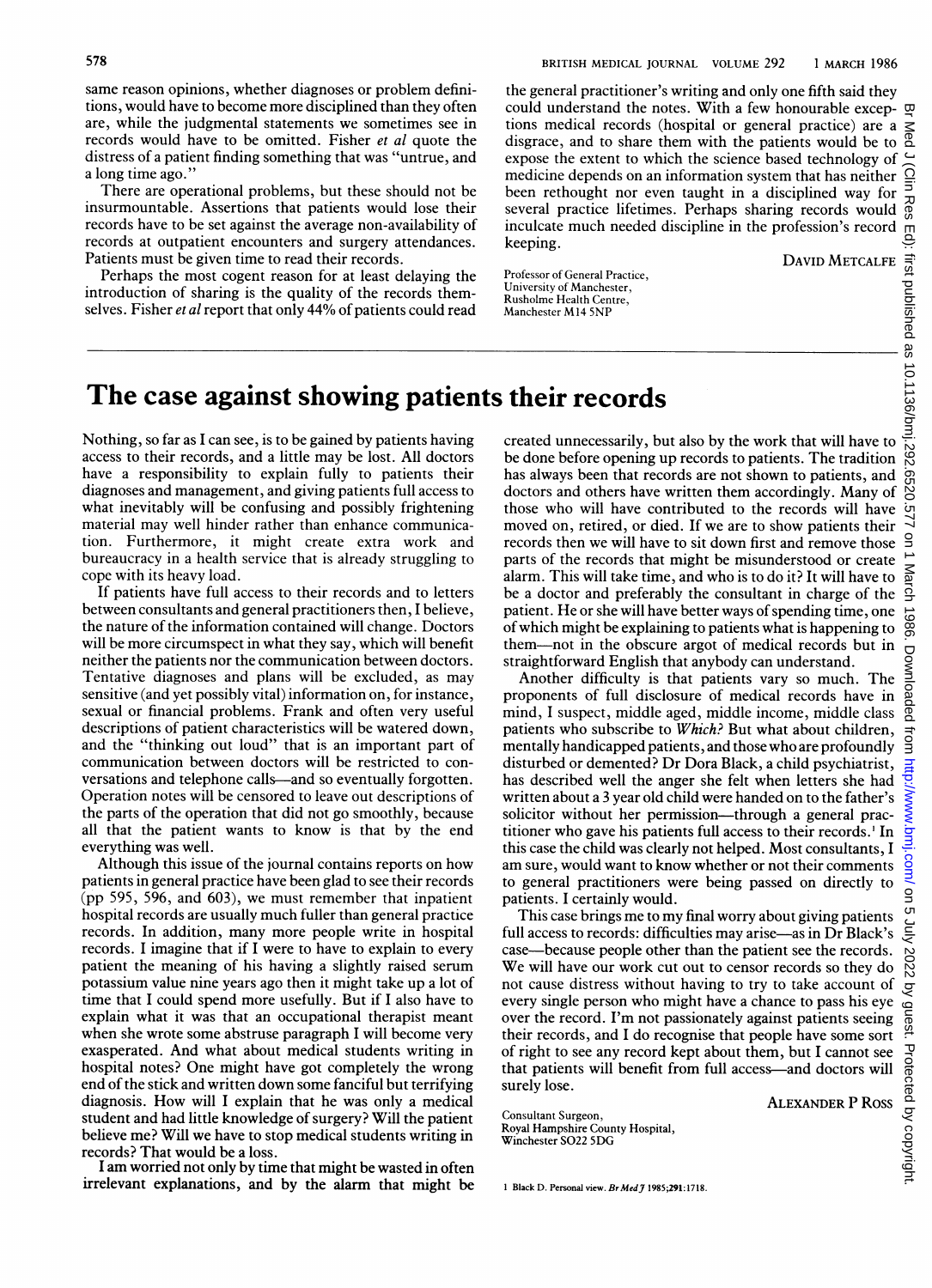same reason opinions, whether diagnoses or problem definitions, would have to become more disciplined than they often are, while the judgmental statements we sometimes see in records would have to be omitted. Fisher *et al* quote the distress of a patient finding something that was "untrue, and a long time ago."

There are operational problems, but these should not be insurmountable. Assertions that patients would lose their records have to be set against the average non-availability of records at outpatient encounters and surgery attendances. Patients must be given time to read their records.

Perhaps the most cogent reason for at least delaying the introduction of sharing is the quality of the records themselves. Fisher *et al* report that only 44% of patients could read the general practitioner's writing and only one fifth said they could understand the notes. With a few honourable exceptions medical records (hospital or general practice) are a disgrace, and to share them with the patients would be to expose the extent to which the science based technology of medicine depends on an information system that has neither been rethought nor even taught in a disciplined way for several practice lifetimes. Perhaps sharing records would inculcate much needed discipline in the profession's record keeping.

DAVID METCALFE

Professor of General Practice,
University of Manchester,
Rusholme Health Centre,
Manchester M14 5NP

# The case against showing patients their records

Nothing, so far as I can see, is to be gained by patients having access to their records, and a little may be lost. All doctors have a responsibility to explain fully to patients their diagnoses and management, and giving patients full access to what inevitably will be confusing and possibly frightening material may well hinder rather than enhance communication. Furthermore, it might create extra work and bureaucracy in a health service that is already struggling to cope with its heavy load.

If patients have full access to their records and to letters between consultants and general practitioners then, I believe, the nature of the information contained will change. Doctors will be more circumspect in what they say, which will benefit neither the patients nor the communication between doctors. Tentative diagnoses and plans will be excluded, as may sensitive (and yet possibly vital) information on, for instance, sexual or financial problems. Frank and often very useful descriptions of patient characteristics will be watered down, and the "thinking out loud" that is an important part of communication between doctors will be restricted to conversations and telephone calls—and so eventually forgotten. Operation notes will be censored to leave out descriptions of the parts of the operation that did not go smoothly, because all that the patient wants to know is that by the end everything was well.

Although this issue of the journal contains reports on how patients in general practice have been glad to see their records (pp 595, 596, and 603), we must remember that inpatient hospital records are usually much fuller than general practice records. In addition, many more people write in hospital records. I imagine that if I were to have to explain to every patient the meaning of his having a slightly raised serum potassium value nine years ago then it might take up a lot of time that I could spend more usefully. But if I also have to explain what it was that an occupational therapist meant when she wrote some abstruse paragraph I will become very exasperated. And what about medical students writing in hospital notes? One might have got completely the wrong end of the stick and written down some fanciful but terrifying diagnosis. How will I explain that he was only a medical student and had little knowledge of surgery? Will the patient believe me? Will we have to stop medical students writing in records? That would be a loss.

I am worried not only by time that might be wasted in often irrelevant explanations, and by the alarm that might be created unnecessarily, but also by the work that will have to be done before opening up records to patients. The tradition has always been that records are not shown to patients, and doctors and others have written them accordingly. Many of those who will have contributed to the records will have moved on, retired, or died. If we are to show patients their records then we will have to sit down first and remove those parts of the records that might be misunderstood or create alarm. This will take time, and who is to do it? It will have to be a doctor and preferably the consultant in charge of the patient. He or she will have better ways of spending time, one of which might be explaining to patients what is happening to them—not in the obscure argot of medical records but in straightforward English that anybody can understand.

Another difficulty is that patients vary so much. The proponents of full disclosure of medical records have in mind, I suspect, middle aged, middle income, middle class patients who subscribe to *Which?* But what about children, mentally handicapped patients, and those who are profoundly disturbed or demented? Dr Dora Black, a child psychiatrist, has described well the anger she felt when letters she had written about a 3 year old child were handed on to the father's solicitor without her permission—through a general practitioner who gave his patients full access to their records.[1] In this case the child was clearly not helped. Most consultants, I am sure, would want to know whether or not their comments to general practitioners were being passed on directly to patients. I certainly would.

This case brings me to my final worry about giving patients full access to records: difficulties may arise—as in Dr Black's case—because people other than the patient see the records. We will have our work cut out to censor records so they do not cause distress without having to try to take account of every single person who might have a chance to pass his eye over the record. I'm not passionately against patients seeing their records, and I do recognise that people have some sort of right to see any record kept about them, but I cannot see that patients will benefit from full access—and doctors will surely lose.

ALEXANDER P ROSS

Consultant Surgeon,
Royal Hampshire County Hospital,
Winchester SO22 5DG

1 Black D. Personal view. *Br Med J* 1985;291:1718.